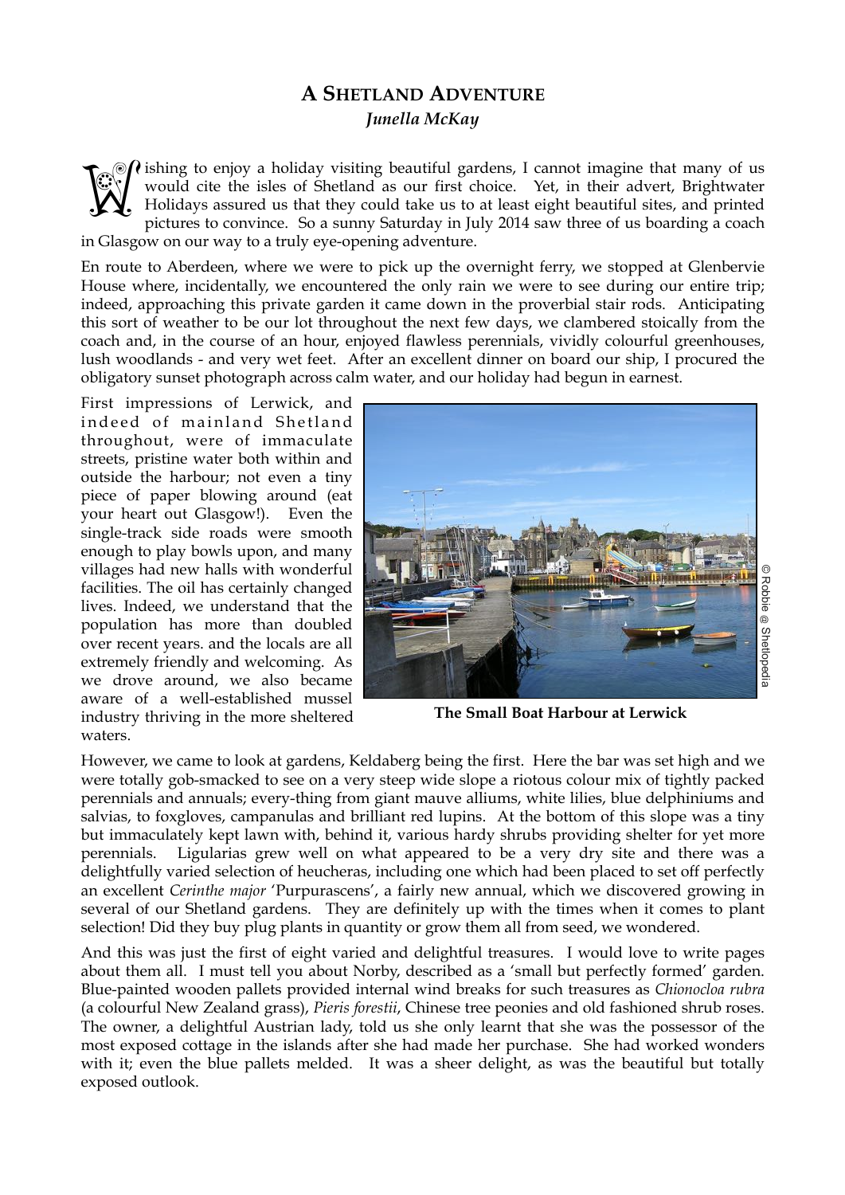## A SHETLAND ADVENTURE

***Junella McKay***

Wishing to enjoy a holiday visiting beautiful gardens, I cannot imagine that many of us would cite the isles of Shetland as our first choice. Yet, in their advert, Brightwater Holidays assured us that they could take us to at least eight beautiful sites, and printed pictures to convince. So a sunny Saturday in July 2014 saw three of us boarding a coach in Glasgow on our way to a truly eye-opening adventure.

En route to Aberdeen, where we were to pick up the overnight ferry, we stopped at Glenbervie House where, incidentally, we encountered the only rain we were to see during our entire trip; indeed, approaching this private garden it came down in the proverbial stair rods. Anticipating this sort of weather to be our lot throughout the next few days, we clambered stoically from the coach and, in the course of an hour, enjoyed flawless perennials, vividly colourful greenhouses, lush woodlands - and very wet feet. After an excellent dinner on board our ship, I procured the obligatory sunset photograph across calm water, and our holiday had begun in earnest.

First impressions of Lerwick, and indeed of mainland Shetland throughout, were of immaculate streets, pristine water both within and outside the harbour; not even a tiny piece of paper blowing around (eat your heart out Glasgow!). Even the single-track side roads were smooth enough to play bowls upon, and many villages had new halls with wonderful facilities. The oil has certainly changed lives. Indeed, we understand that the population has more than doubled over recent years. and the locals are all extremely friendly and welcoming. As we drove around, we also became aware of a well-established mussel industry thriving in the more sheltered waters.

© Robbie @ Shetlopedia

**The Small Boat Harbour at Lerwick**

However, we came to look at gardens, Keldaberg being the first. Here the bar was set high and we were totally gob-smacked to see on a very steep wide slope a riotous colour mix of tightly packed perennials and annuals; every-thing from giant mauve alliums, white lilies, blue delphiniums and salvias, to foxgloves, campanulas and brilliant red lupins. At the bottom of this slope was a tiny but immaculately kept lawn with, behind it, various hardy shrubs providing shelter for yet more perennials. Ligularias grew well on what appeared to be a very dry site and there was a delightfully varied selection of heucheras, including one which had been placed to set off perfectly an excellent *Cerinthe major* 'Purpurascens', a fairly new annual, which we discovered growing in several of our Shetland gardens. They are definitely up with the times when it comes to plant selection! Did they buy plug plants in quantity or grow them all from seed, we wondered.

And this was just the first of eight varied and delightful treasures. I would love to write pages about them all. I must tell you about Norby, described as a 'small but perfectly formed' garden. Blue-painted wooden pallets provided internal wind breaks for such treasures as *Chionocloa rubra* (a colourful New Zealand grass), *Pieris forestii*, Chinese tree peonies and old fashioned shrub roses. The owner, a delightful Austrian lady, told us she only learnt that she was the possessor of the most exposed cottage in the islands after she had made her purchase. She had worked wonders with it; even the blue pallets melded. It was a sheer delight, as was the beautiful but totally exposed outlook.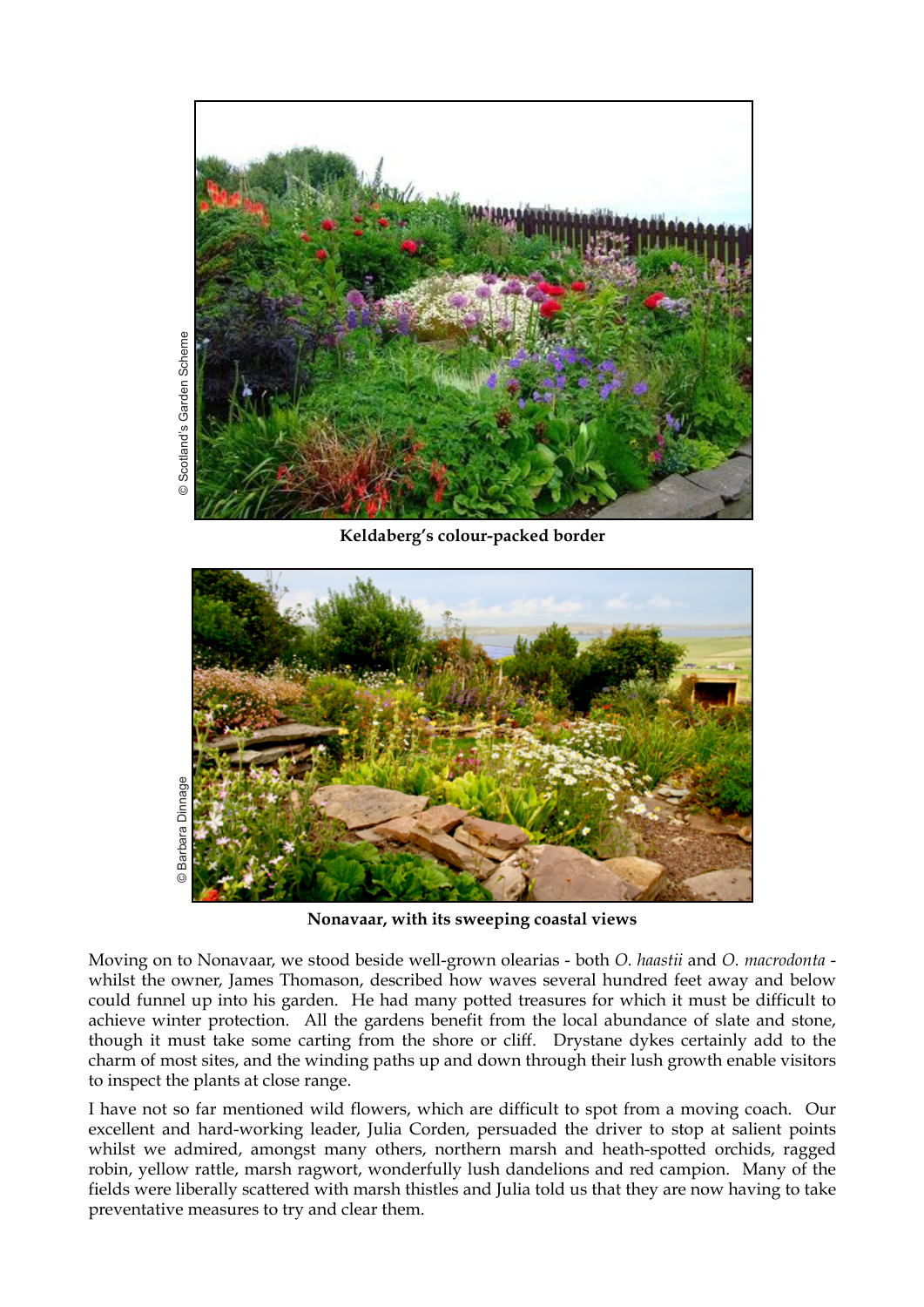© Scotland's Garden Scheme

**Keldaberg's colour-packed border**

© Barbara Dinnage

**Nonavaar, with its sweeping coastal views**

Moving on to Nonavaar, we stood beside well-grown olearias - both *O. haastii* and *O. macrodonta* - whilst the owner, James Thomason, described how waves several hundred feet away and below could funnel up into his garden. He had many potted treasures for which it must be difficult to achieve winter protection. All the gardens benefit from the local abundance of slate and stone, though it must take some carting from the shore or cliff. Drystane dykes certainly add to the charm of most sites, and the winding paths up and down through their lush growth enable visitors to inspect the plants at close range.

I have not so far mentioned wild flowers, which are difficult to spot from a moving coach. Our excellent and hard-working leader, Julia Corden, persuaded the driver to stop at salient points whilst we admired, amongst many others, northern marsh and heath-spotted orchids, ragged robin, yellow rattle, marsh ragwort, wonderfully lush dandelions and red campion. Many of the fields were liberally scattered with marsh thistles and Julia told us that they are now having to take preventative measures to try and clear them.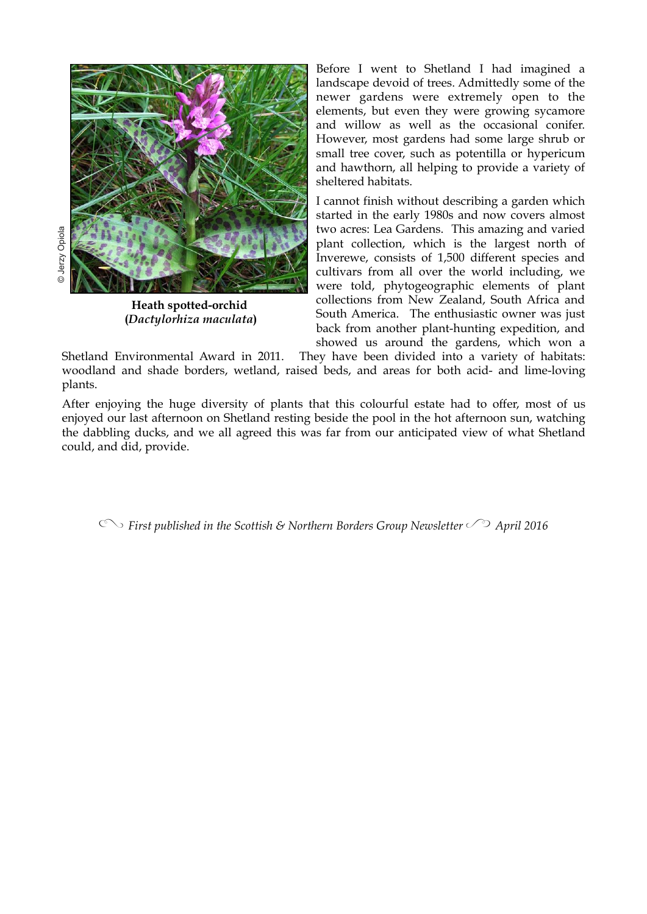© Jerzy Opiola

**Heath spotted-orchid (*Dactylorhiza maculata*)**

Before I went to Shetland I had imagined a landscape devoid of trees. Admittedly some of the newer gardens were extremely open to the elements, but even they were growing sycamore and willow as well as the occasional conifer. However, most gardens had some large shrub or small tree cover, such as potentilla or hypericum and hawthorn, all helping to provide a variety of sheltered habitats.

I cannot finish without describing a garden which started in the early 1980s and now covers almost two acres: Lea Gardens. This amazing and varied plant collection, which is the largest north of Inverewe, consists of 1,500 different species and cultivars from all over the world including, we were told, phytogeographic elements of plant collections from New Zealand, South Africa and South America. The enthusiastic owner was just back from another plant-hunting expedition, and showed us around the gardens, which won a Shetland Environmental Award in 2011. They have been divided into a variety of habitats: woodland and shade borders, wetland, raised beds, and areas for both acid- and lime-loving plants.

After enjoying the huge diversity of plants that this colourful estate had to offer, most of us enjoyed our last afternoon on Shetland resting beside the pool in the hot afternoon sun, watching the dabbling ducks, and we all agreed this was far from our anticipated view of what Shetland could, and did, provide.

*First published in the Scottish & Northern Borders Group Newsletter* *April 2016*